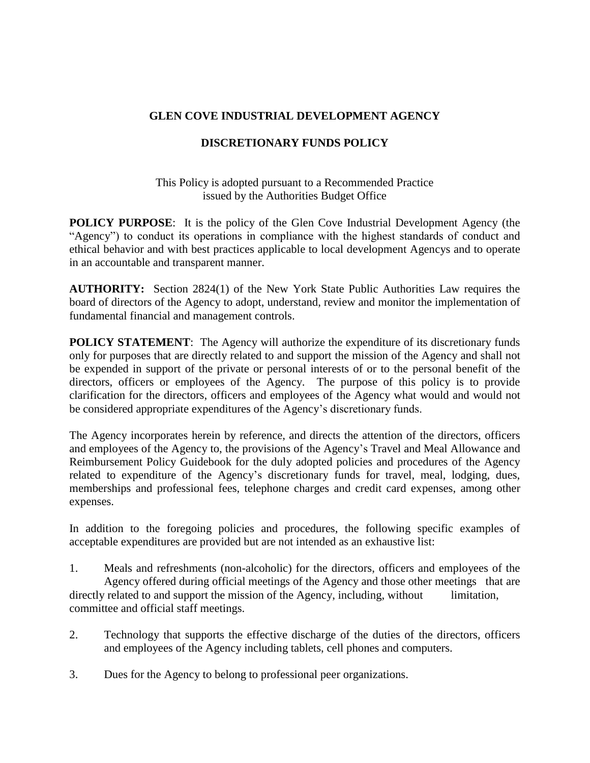# GLEN COVE INDUSTRIAL DEVELOPMENT AGENCY

## DISCRETIONARY FUNDS POLICY

This Policy is adopted pursuant to a Recommended Practice issued by the Authorities Budget Office

**POLICY PURPOSE**: It is the policy of the Glen Cove Industrial Development Agency (the "Agency") to conduct its operations in compliance with the highest standards of conduct and ethical behavior and with best practices applicable to local development Agencys and to operate in an accountable and transparent manner.

**AUTHORITY:** Section 2824(1) of the New York State Public Authorities Law requires the board of directors of the Agency to adopt, understand, review and monitor the implementation of fundamental financial and management controls.

**POLICY STATEMENT**: The Agency will authorize the expenditure of its discretionary funds only for purposes that are directly related to and support the mission of the Agency and shall not be expended in support of the private or personal interests of or to the personal benefit of the directors, officers or employees of the Agency. The purpose of this policy is to provide clarification for the directors, officers and employees of the Agency what would and would not be considered appropriate expenditures of the Agency's discretionary funds.

The Agency incorporates herein by reference, and directs the attention of the directors, officers and employees of the Agency to, the provisions of the Agency's Travel and Meal Allowance and Reimbursement Policy Guidebook for the duly adopted policies and procedures of the Agency related to expenditure of the Agency's discretionary funds for travel, meal, lodging, dues, memberships and professional fees, telephone charges and credit card expenses, among other expenses.

In addition to the foregoing policies and procedures, the following specific examples of acceptable expenditures are provided but are not intended as an exhaustive list:

1. Meals and refreshments (non-alcoholic) for the directors, officers and employees of the Agency offered during official meetings of the Agency and those other meetings that are directly related to and support the mission of the Agency, including, without limitation, committee and official staff meetings.

2. Technology that supports the effective discharge of the duties of the directors, officers and employees of the Agency including tablets, cell phones and computers.

3. Dues for the Agency to belong to professional peer organizations.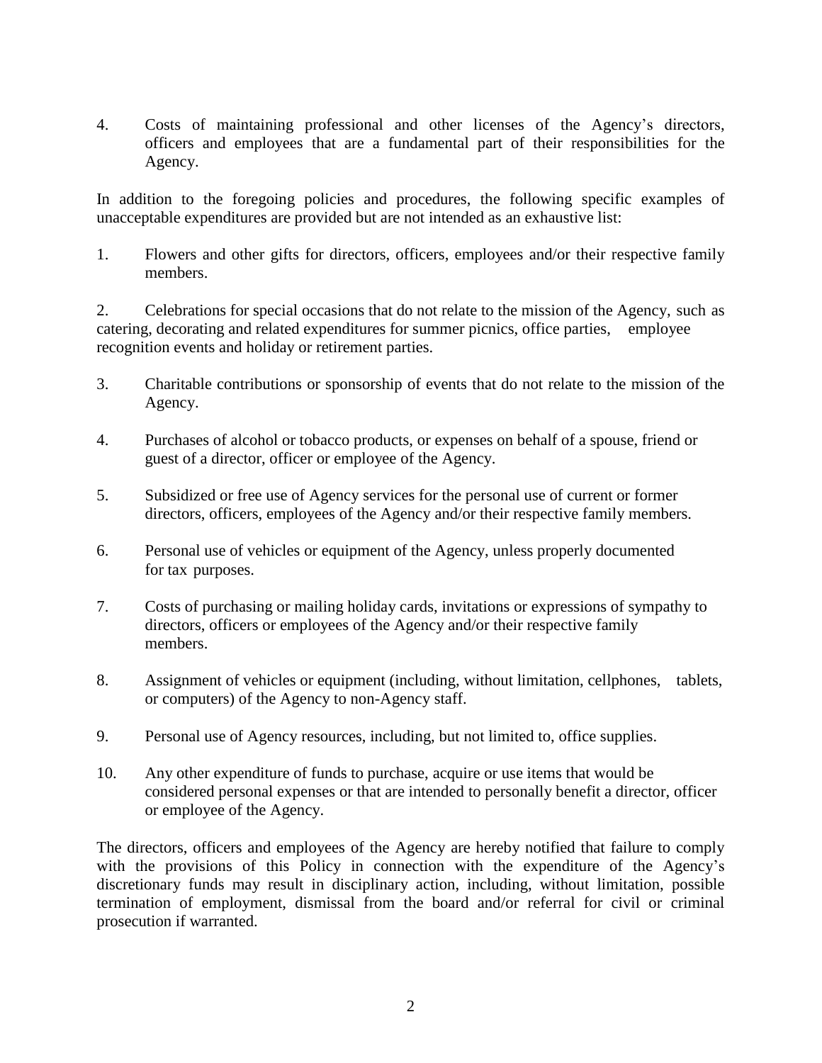4. Costs of maintaining professional and other licenses of the Agency's directors, officers and employees that are a fundamental part of their responsibilities for the Agency.

In addition to the foregoing policies and procedures, the following specific examples of unacceptable expenditures are provided but are not intended as an exhaustive list:

1. Flowers and other gifts for directors, officers, employees and/or their respective family members.

2. Celebrations for special occasions that do not relate to the mission of the Agency, such as catering, decorating and related expenditures for summer picnics, office parties, employee recognition events and holiday or retirement parties.

3. Charitable contributions or sponsorship of events that do not relate to the mission of the Agency.

4. Purchases of alcohol or tobacco products, or expenses on behalf of a spouse, friend or guest of a director, officer or employee of the Agency.

5. Subsidized or free use of Agency services for the personal use of current or former directors, officers, employees of the Agency and/or their respective family members.

6. Personal use of vehicles or equipment of the Agency, unless properly documented for tax purposes.

7. Costs of purchasing or mailing holiday cards, invitations or expressions of sympathy to directors, officers or employees of the Agency and/or their respective family members.

8. Assignment of vehicles or equipment (including, without limitation, cellphones, tablets, or computers) of the Agency to non-Agency staff.

9. Personal use of Agency resources, including, but not limited to, office supplies.

10. Any other expenditure of funds to purchase, acquire or use items that would be considered personal expenses or that are intended to personally benefit a director, officer or employee of the Agency.

The directors, officers and employees of the Agency are hereby notified that failure to comply with the provisions of this Policy in connection with the expenditure of the Agency's discretionary funds may result in disciplinary action, including, without limitation, possible termination of employment, dismissal from the board and/or referral for civil or criminal prosecution if warranted.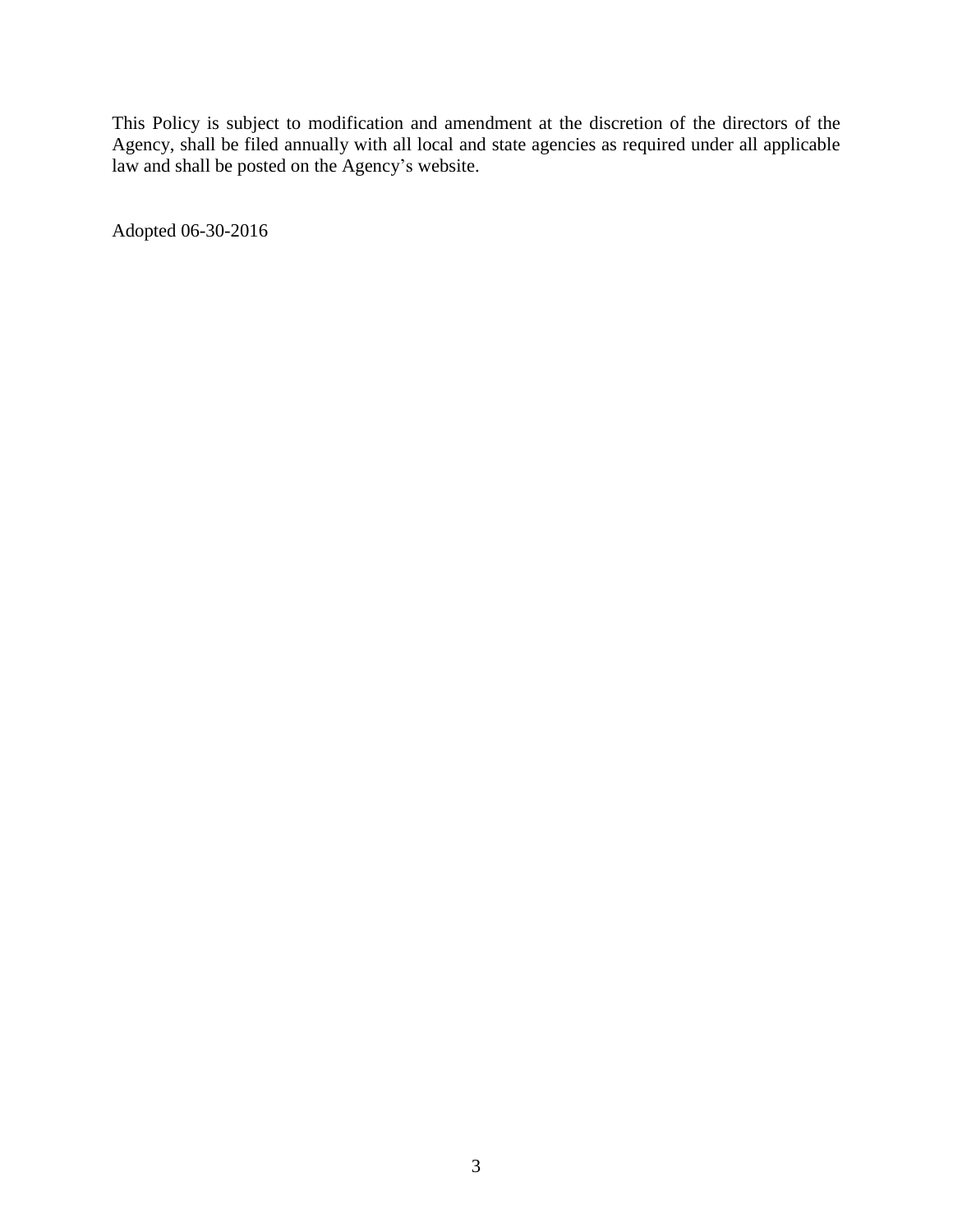This Policy is subject to modification and amendment at the discretion of the directors of the Agency, shall be filed annually with all local and state agencies as required under all applicable law and shall be posted on the Agency's website.

Adopted 06-30-2016